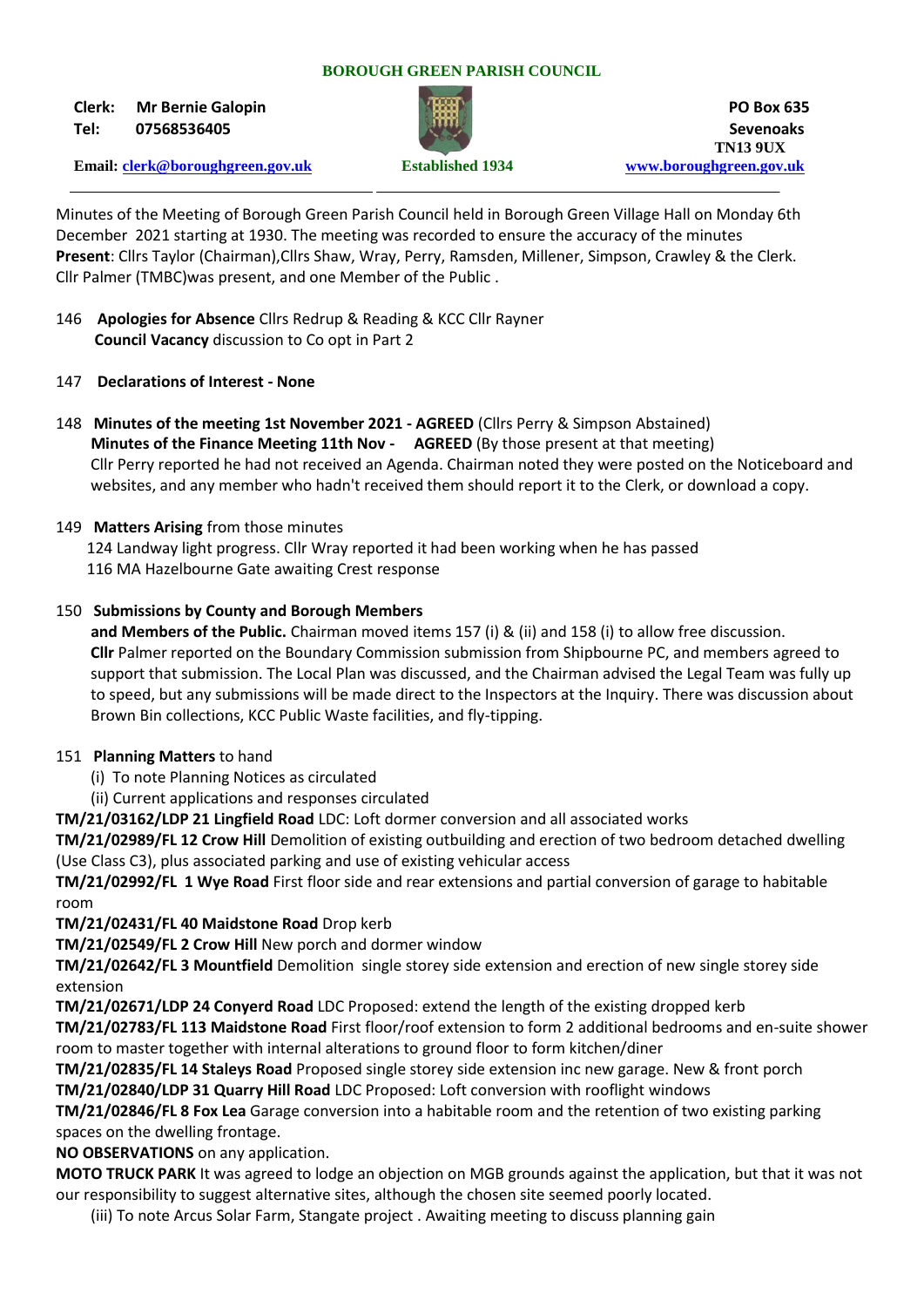**BOROUGH GREEN PARISH COUNCIL**

**Clerk: Mr Bernie Galopin**
**Tel: 07568536405**

**Email: clerk@boroughgreen.gov.uk**

**Established 1934**

**PO Box 635**
**Sevenoaks**
**TN13 9UX**
**www.boroughgreen.gov.uk**

Minutes of the Meeting of Borough Green Parish Council held in Borough Green Village Hall on Monday 6th December 2021 starting at 1930. The meeting was recorded to ensure the accuracy of the minutes
**Present**: Cllrs Taylor (Chairman),Cllrs Shaw, Wray, Perry, Ramsden, Millener, Simpson, Crawley & the Clerk. Cllr Palmer (TMBC)was present, and one Member of the Public .

146 **Apologies for Absence** Cllrs Redrup & Reading & KCC Cllr Rayner
**Council Vacancy** discussion to Co opt in Part 2

147 **Declarations of Interest - None**

148 **Minutes of the meeting 1st November 2021 - AGREED** (Cllrs Perry & Simpson Abstained)
**Minutes of the Finance Meeting 11th Nov - AGREED** (By those present at that meeting)
Cllr Perry reported he had not received an Agenda. Chairman noted they were posted on the Noticeboard and websites, and any member who hadn't received them should report it to the Clerk, or download a copy.

149 **Matters Arising** from those minutes
124 Landway light progress. Cllr Wray reported it had been working when he has passed
116 MA Hazelbourne Gate awaiting Crest response

150 **Submissions by County and Borough Members and Members of the Public.** Chairman moved items 157 (i) & (ii) and 158 (i) to allow free discussion.
**Cllr** Palmer reported on the Boundary Commission submission from Shipbourne PC, and members agreed to support that submission. The Local Plan was discussed, and the Chairman advised the Legal Team was fully up to speed, but any submissions will be made direct to the Inspectors at the Inquiry. There was discussion about Brown Bin collections, KCC Public Waste facilities, and fly-tipping.

151 **Planning Matters** to hand
(i) To note Planning Notices as circulated
(ii) Current applications and responses circulated

**TM/21/03162/LDP 21 Lingfield Road** LDC: Loft dormer conversion and all associated works
**TM/21/02989/FL 12 Crow Hill** Demolition of existing outbuilding and erection of two bedroom detached dwelling (Use Class C3), plus associated parking and use of existing vehicular access
**TM/21/02992/FL 1 Wye Road** First floor side and rear extensions and partial conversion of garage to habitable room
**TM/21/02431/FL 40 Maidstone Road** Drop kerb
**TM/21/02549/FL 2 Crow Hill** New porch and dormer window
**TM/21/02642/FL 3 Mountfield** Demolition single storey side extension and erection of new single storey side extension
**TM/21/02671/LDP 24 Conyerd Road** LDC Proposed: extend the length of the existing dropped kerb
**TM/21/02783/FL 113 Maidstone Road** First floor/roof extension to form 2 additional bedrooms and en-suite shower room to master together with internal alterations to ground floor to form kitchen/diner
**TM/21/02835/FL 14 Staleys Road** Proposed single storey side extension inc new garage. New & front porch
**TM/21/02840/LDP 31 Quarry Hill Road** LDC Proposed: Loft conversion with rooflight windows
**TM/21/02846/FL 8 Fox Lea** Garage conversion into a habitable room and the retention of two existing parking spaces on the dwelling frontage.
**NO OBSERVATIONS** on any application.
**MOTO TRUCK PARK** It was agreed to lodge an objection on MGB grounds against the application, but that it was not our responsibility to suggest alternative sites, although the chosen site seemed poorly located.
(iii) To note Arcus Solar Farm, Stangate project . Awaiting meeting to discuss planning gain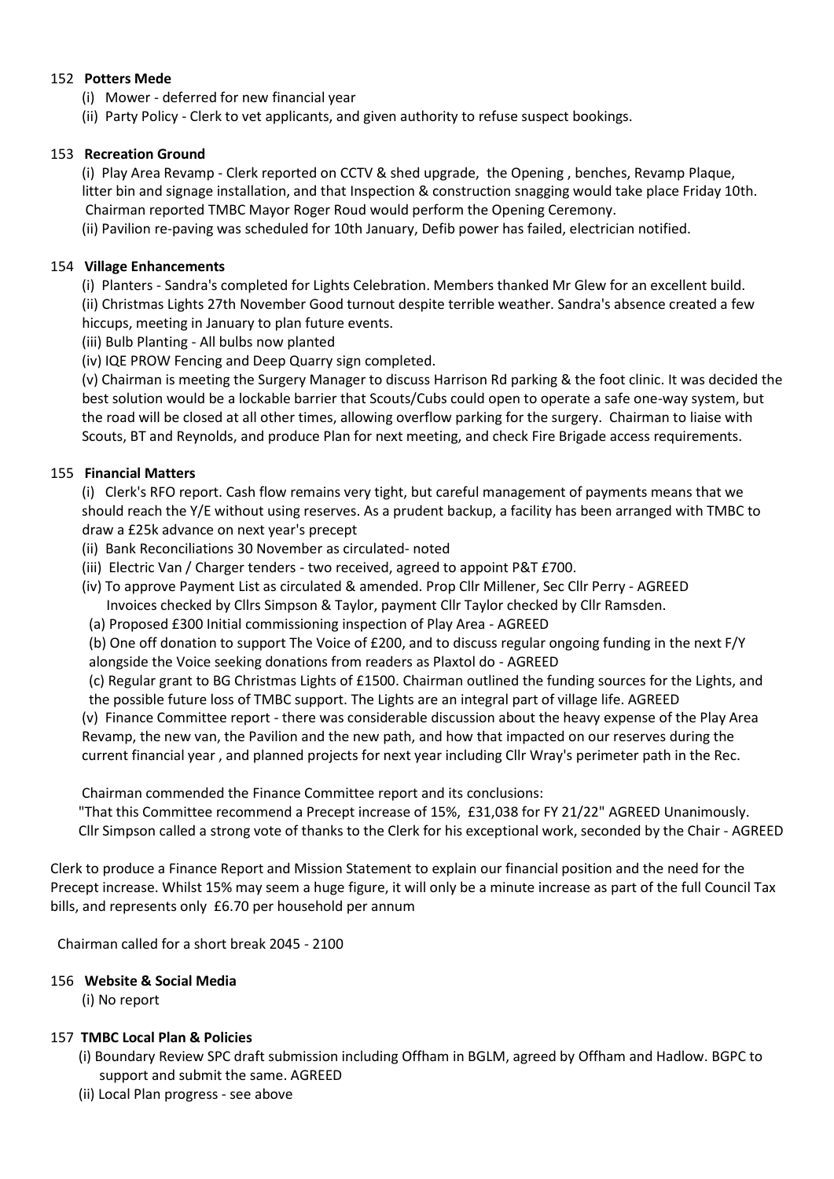152 **Potters Mede**

(i) Mower - deferred for new financial year

(ii) Party Policy - Clerk to vet applicants, and given authority to refuse suspect bookings.

153 **Recreation Ground**

(i) Play Area Revamp - Clerk reported on CCTV & shed upgrade, the Opening , benches, Revamp Plaque, litter bin and signage installation, and that Inspection & construction snagging would take place Friday 10th. Chairman reported TMBC Mayor Roger Roud would perform the Opening Ceremony.

(ii) Pavilion re-paving was scheduled for 10th January, Defib power has failed, electrician notified.

154 **Village Enhancements**

(i) Planters - Sandra's completed for Lights Celebration. Members thanked Mr Glew for an excellent build.

(ii) Christmas Lights 27th November Good turnout despite terrible weather. Sandra's absence created a few hiccups, meeting in January to plan future events.

(iii) Bulb Planting - All bulbs now planted

(iv) IQE PROW Fencing and Deep Quarry sign completed.

(v) Chairman is meeting the Surgery Manager to discuss Harrison Rd parking & the foot clinic. It was decided the best solution would be a lockable barrier that Scouts/Cubs could open to operate a safe one-way system, but the road will be closed at all other times, allowing overflow parking for the surgery. Chairman to liaise with Scouts, BT and Reynolds, and produce Plan for next meeting, and check Fire Brigade access requirements.

155 **Financial Matters**

(i) Clerk's RFO report. Cash flow remains very tight, but careful management of payments means that we should reach the Y/E without using reserves. As a prudent backup, a facility has been arranged with TMBC to draw a £25k advance on next year's precept

(ii) Bank Reconciliations 30 November as circulated- noted

(iii) Electric Van / Charger tenders - two received, agreed to appoint P&T £700.

(iv) To approve Payment List as circulated & amended. Prop Cllr Millener, Sec Cllr Perry - AGREED
Invoices checked by Cllrs Simpson & Taylor, payment Cllr Taylor checked by Cllr Ramsden.

(a) Proposed £300 Initial commissioning inspection of Play Area - AGREED

(b) One off donation to support The Voice of £200, and to discuss regular ongoing funding in the next F/Y alongside the Voice seeking donations from readers as Plaxtol do - AGREED

(c) Regular grant to BG Christmas Lights of £1500. Chairman outlined the funding sources for the Lights, and the possible future loss of TMBC support. The Lights are an integral part of village life. AGREED

(v) Finance Committee report - there was considerable discussion about the heavy expense of the Play Area Revamp, the new van, the Pavilion and the new path, and how that impacted on our reserves during the current financial year , and planned projects for next year including Cllr Wray's perimeter path in the Rec.

Chairman commended the Finance Committee report and its conclusions:
"That this Committee recommend a Precept increase of 15%, £31,038 for FY 21/22" AGREED Unanimously.
Cllr Simpson called a strong vote of thanks to the Clerk for his exceptional work, seconded by the Chair - AGREED

Clerk to produce a Finance Report and Mission Statement to explain our financial position and the need for the Precept increase. Whilst 15% may seem a huge figure, it will only be a minute increase as part of the full Council Tax bills, and represents only £6.70 per household per annum

Chairman called for a short break 2045 - 2100

156 **Website & Social Media**

(i) No report

157 **TMBC Local Plan & Policies**

(i) Boundary Review SPC draft submission including Offham in BGLM, agreed by Offham and Hadlow. BGPC to support and submit the same. AGREED

(ii) Local Plan progress - see above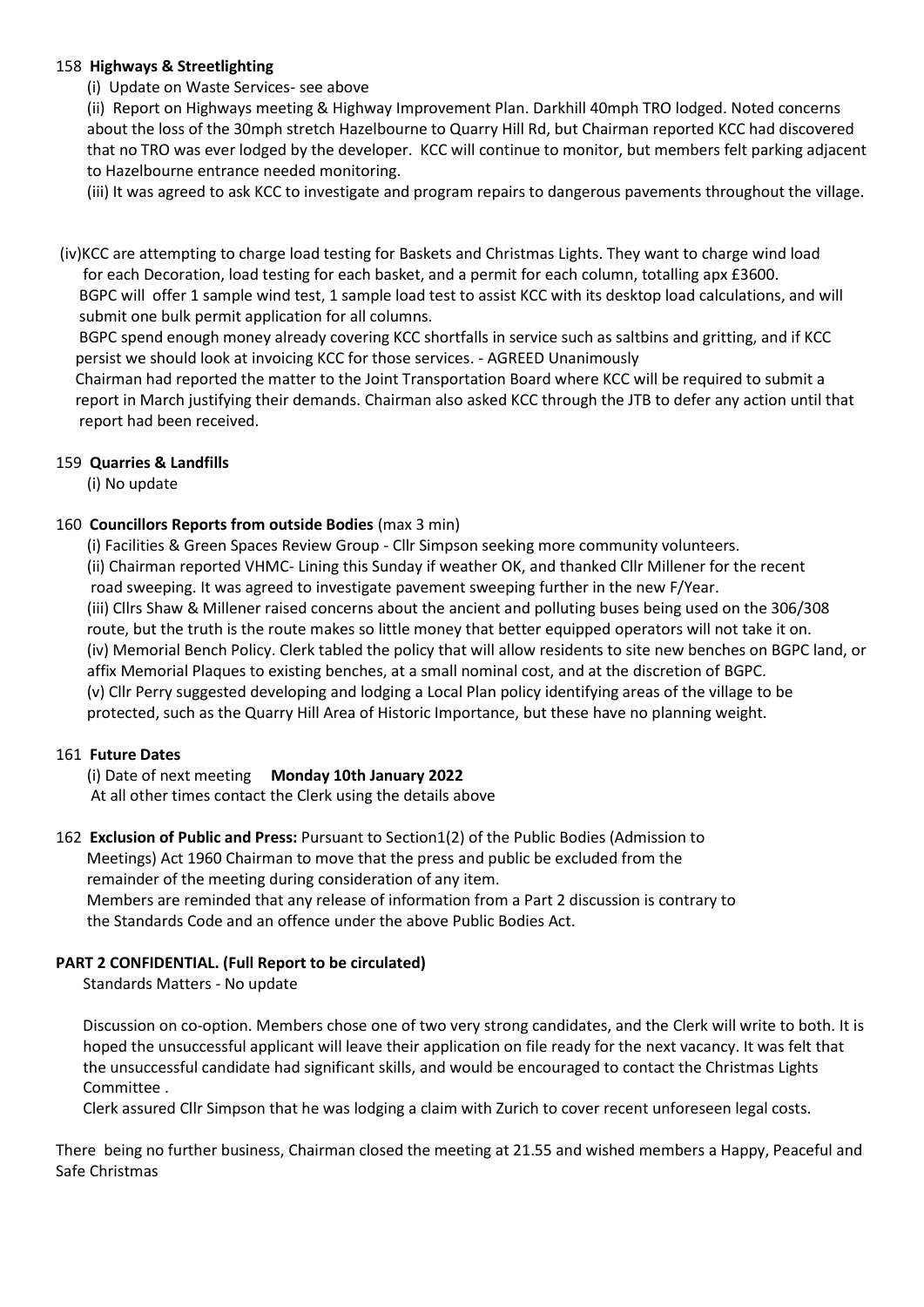158 **Highways & Streetlighting**

(i) Update on Waste Services- see above

(ii) Report on Highways meeting & Highway Improvement Plan. Darkhill 40mph TRO lodged. Noted concerns about the loss of the 30mph stretch Hazelbourne to Quarry Hill Rd, but Chairman reported KCC had discovered that no TRO was ever lodged by the developer. KCC will continue to monitor, but members felt parking adjacent to Hazelbourne entrance needed monitoring.

(iii) It was agreed to ask KCC to investigate and program repairs to dangerous pavements throughout the village.

(iv)KCC are attempting to charge load testing for Baskets and Christmas Lights. They want to charge wind load for each Decoration, load testing for each basket, and a permit for each column, totalling apx £3600.
BGPC will offer 1 sample wind test, 1 sample load test to assist KCC with its desktop load calculations, and will submit one bulk permit application for all columns.
BGPC spend enough money already covering KCC shortfalls in service such as saltbins and gritting, and if KCC persist we should look at invoicing KCC for those services. - AGREED Unanimously
Chairman had reported the matter to the Joint Transportation Board where KCC will be required to submit a report in March justifying their demands. Chairman also asked KCC through the JTB to defer any action until that report had been received.

159 **Quarries & Landfills**

(i) No update

160 **Councillors Reports from outside Bodies** (max 3 min)

(i) Facilities & Green Spaces Review Group - Cllr Simpson seeking more community volunteers.
(ii) Chairman reported VHMC- Lining this Sunday if weather OK, and thanked Cllr Millener for the recent road sweeping. It was agreed to investigate pavement sweeping further in the new F/Year.
(iii) Cllrs Shaw & Millener raised concerns about the ancient and polluting buses being used on the 306/308 route, but the truth is the route makes so little money that better equipped operators will not take it on.
(iv) Memorial Bench Policy. Clerk tabled the policy that will allow residents to site new benches on BGPC land, or affix Memorial Plaques to existing benches, at a small nominal cost, and at the discretion of BGPC.
(v) Cllr Perry suggested developing and lodging a Local Plan policy identifying areas of the village to be protected, such as the Quarry Hill Area of Historic Importance, but these have no planning weight.

161 **Future Dates**

(i) Date of next meeting **Monday 10th January 2022**
At all other times contact the Clerk using the details above

162 **Exclusion of Public and Press:** Pursuant to Section1(2) of the Public Bodies (Admission to Meetings) Act 1960 Chairman to move that the press and public be excluded from the remainder of the meeting during consideration of any item.
Members are reminded that any release of information from a Part 2 discussion is contrary to the Standards Code and an offence under the above Public Bodies Act.

**PART 2 CONFIDENTIAL. (Full Report to be circulated)**

Standards Matters - No update

Discussion on co-option. Members chose one of two very strong candidates, and the Clerk will write to both. It is hoped the unsuccessful applicant will leave their application on file ready for the next vacancy. It was felt that the unsuccessful candidate had significant skills, and would be encouraged to contact the Christmas Lights Committee .
Clerk assured Cllr Simpson that he was lodging a claim with Zurich to cover recent unforeseen legal costs.

There being no further business, Chairman closed the meeting at 21.55 and wished members a Happy, Peaceful and Safe Christmas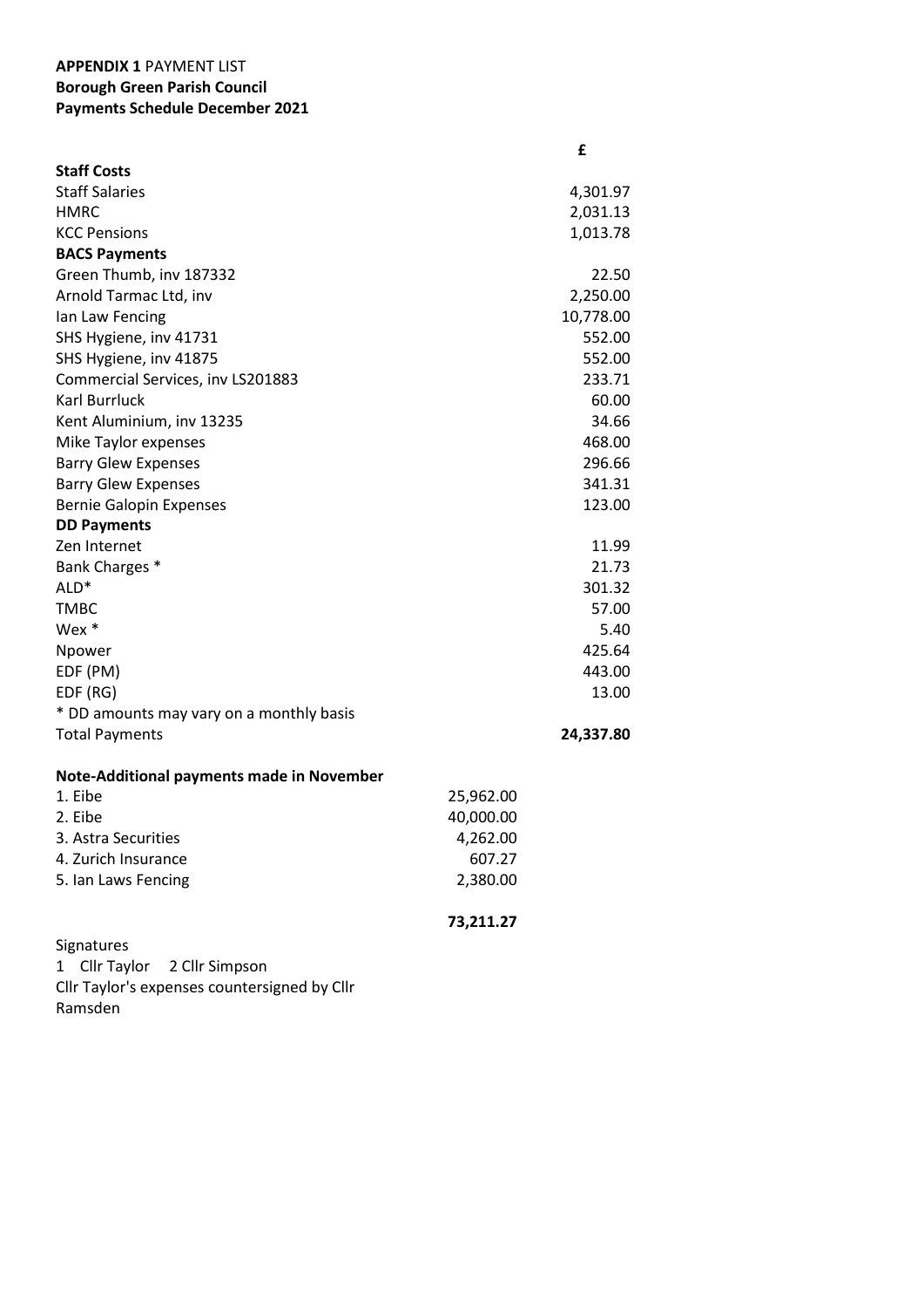**APPENDIX 1** PAYMENT LIST
**Borough Green Parish Council**
**Payments Schedule December 2021**

| | £ |
|---|---|
| **Staff Costs** | |
| Staff Salaries | 4,301.97 |
| HMRC | 2,031.13 |
| KCC Pensions | 1,013.78 |
| **BACS Payments** | |
| Green Thumb, inv 187332 | 22.50 |
| Arnold Tarmac Ltd, inv | 2,250.00 |
| Ian Law Fencing | 10,778.00 |
| SHS Hygiene, inv 41731 | 552.00 |
| SHS Hygiene, inv 41875 | 552.00 |
| Commercial Services, inv LS201883 | 233.71 |
| Karl Burrluck | 60.00 |
| Kent Aluminium, inv 13235 | 34.66 |
| Mike Taylor expenses | 468.00 |
| Barry Glew Expenses | 296.66 |
| Barry Glew Expenses | 341.31 |
| Bernie Galopin Expenses | 123.00 |
| **DD Payments** | |
| Zen Internet | 11.99 |
| Bank Charges * | 21.73 |
| ALD* | 301.32 |
| TMBC | 57.00 |
| Wex * | 5.40 |
| Npower | 425.64 |
| EDF (PM) | 443.00 |
| EDF (RG) | 13.00 |
| * DD amounts may vary on a monthly basis | |
| Total Payments | **24,337.80** |

**Note-Additional payments made in November**

| | |
|---|---|
| 1. Eibe | 25,962.00 |
| 2. Eibe | 40,000.00 |
| 3. Astra Securities | 4,262.00 |
| 4. Zurich Insurance | 607.27 |
| 5. Ian Laws Fencing | 2,380.00 |
| | **73,211.27** |

Signatures
1 Cllr Taylor 2 Cllr Simpson
Cllr Taylor's expenses countersigned by Cllr Ramsden